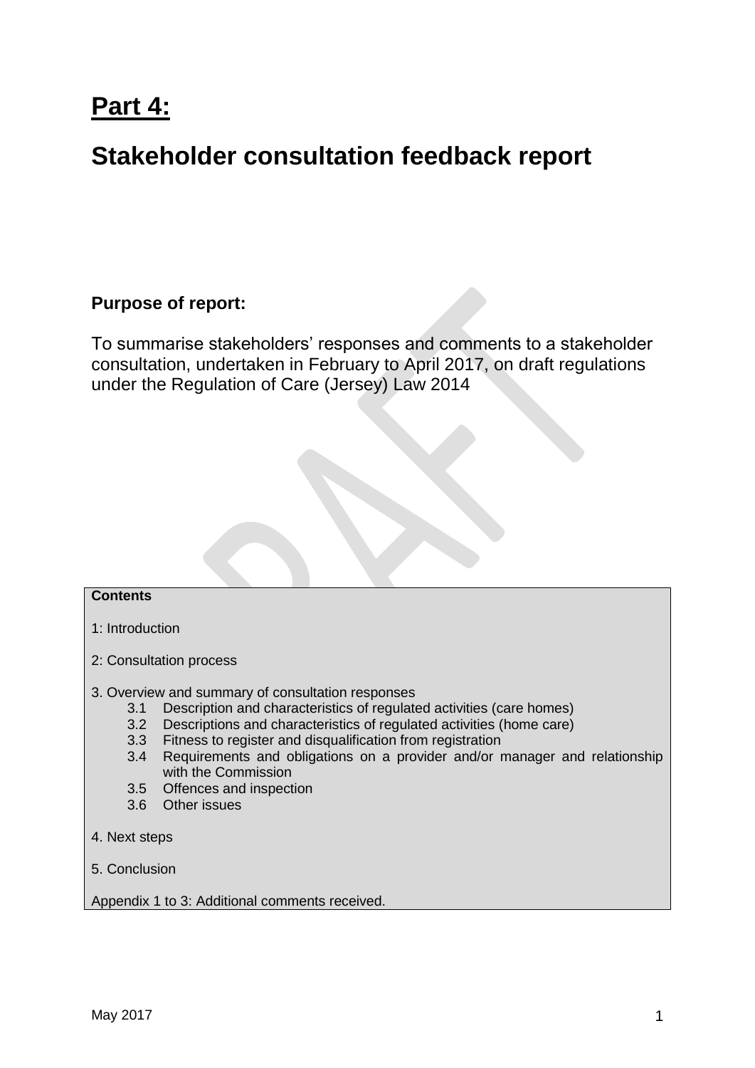# Part 4:

# Stakeholder consultation feedback report

**Purpose of report:**

To summarise stakeholders' responses and comments to a stakeholder consultation, undertaken in February to April 2017, on draft regulations under the Regulation of Care (Jersey) Law 2014

**Contents**

1: Introduction

2: Consultation process

3. Overview and summary of consultation responses
   - 3.1 Description and characteristics of regulated activities (care homes)
   - 3.2 Descriptions and characteristics of regulated activities (home care)
   - 3.3 Fitness to register and disqualification from registration
   - 3.4 Requirements and obligations on a provider and/or manager and relationship with the Commission
   - 3.5 Offences and inspection
   - 3.6 Other issues

4. Next steps

5. Conclusion

Appendix 1 to 3: Additional comments received.

May 2017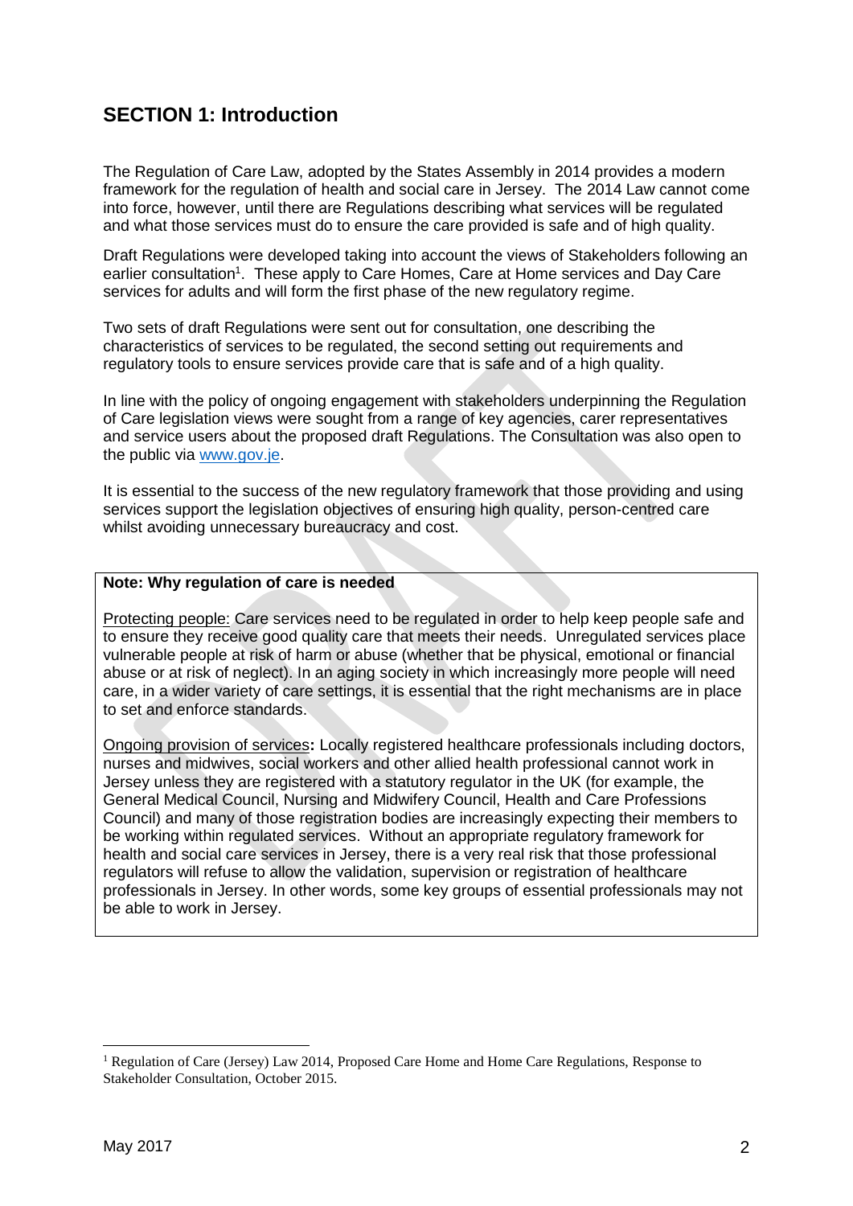## SECTION 1: Introduction

The Regulation of Care Law, adopted by the States Assembly in 2014 provides a modern framework for the regulation of health and social care in Jersey. The 2014 Law cannot come into force, however, until there are Regulations describing what services will be regulated and what those services must do to ensure the care provided is safe and of high quality.

Draft Regulations were developed taking into account the views of Stakeholders following an earlier consultation[1]. These apply to Care Homes, Care at Home services and Day Care services for adults and will form the first phase of the new regulatory regime.

Two sets of draft Regulations were sent out for consultation, one describing the characteristics of services to be regulated, the second setting out requirements and regulatory tools to ensure services provide care that is safe and of a high quality.

In line with the policy of ongoing engagement with stakeholders underpinning the Regulation of Care legislation views were sought from a range of key agencies, carer representatives and service users about the proposed draft Regulations. The Consultation was also open to the public via www.gov.je.

It is essential to the success of the new regulatory framework that those providing and using services support the legislation objectives of ensuring high quality, person-centred care whilst avoiding unnecessary bureaucracy and cost.

**Note: Why regulation of care is needed**

Protecting people: Care services need to be regulated in order to help keep people safe and to ensure they receive good quality care that meets their needs. Unregulated services place vulnerable people at risk of harm or abuse (whether that be physical, emotional or financial abuse or at risk of neglect). In an aging society in which increasingly more people will need care, in a wider variety of care settings, it is essential that the right mechanisms are in place to set and enforce standards.

Ongoing provision of services**:** Locally registered healthcare professionals including doctors, nurses and midwives, social workers and other allied health professional cannot work in Jersey unless they are registered with a statutory regulator in the UK (for example, the General Medical Council, Nursing and Midwifery Council, Health and Care Professions Council) and many of those registration bodies are increasingly expecting their members to be working within regulated services. Without an appropriate regulatory framework for health and social care services in Jersey, there is a very real risk that those professional regulators will refuse to allow the validation, supervision or registration of healthcare professionals in Jersey. In other words, some key groups of essential professionals may not be able to work in Jersey.

---

[1] Regulation of Care (Jersey) Law 2014, Proposed Care Home and Home Care Regulations, Response to Stakeholder Consultation, October 2015.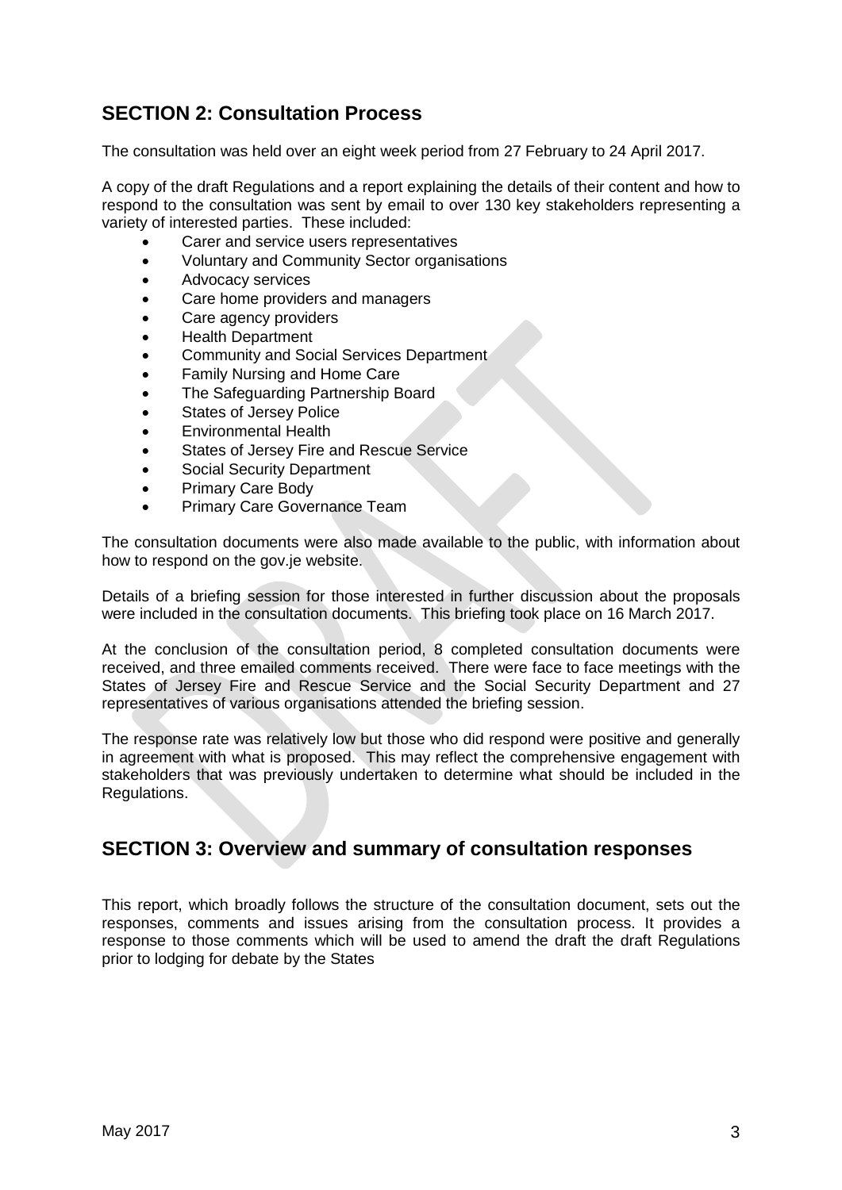## SECTION 2: Consultation Process

The consultation was held over an eight week period from 27 February to 24 April 2017.

A copy of the draft Regulations and a report explaining the details of their content and how to respond to the consultation was sent by email to over 130 key stakeholders representing a variety of interested parties. These included:

- Carer and service users representatives
- Voluntary and Community Sector organisations
- Advocacy services
- Care home providers and managers
- Care agency providers
- Health Department
- Community and Social Services Department
- Family Nursing and Home Care
- The Safeguarding Partnership Board
- States of Jersey Police
- Environmental Health
- States of Jersey Fire and Rescue Service
- Social Security Department
- Primary Care Body
- Primary Care Governance Team

The consultation documents were also made available to the public, with information about how to respond on the gov.je website.

Details of a briefing session for those interested in further discussion about the proposals were included in the consultation documents. This briefing took place on 16 March 2017.

At the conclusion of the consultation period, 8 completed consultation documents were received, and three emailed comments received. There were face to face meetings with the States of Jersey Fire and Rescue Service and the Social Security Department and 27 representatives of various organisations attended the briefing session.

The response rate was relatively low but those who did respond were positive and generally in agreement with what is proposed. This may reflect the comprehensive engagement with stakeholders that was previously undertaken to determine what should be included in the Regulations.

## SECTION 3: Overview and summary of consultation responses

This report, which broadly follows the structure of the consultation document, sets out the responses, comments and issues arising from the consultation process. It provides a response to those comments which will be used to amend the draft the draft Regulations prior to lodging for debate by the States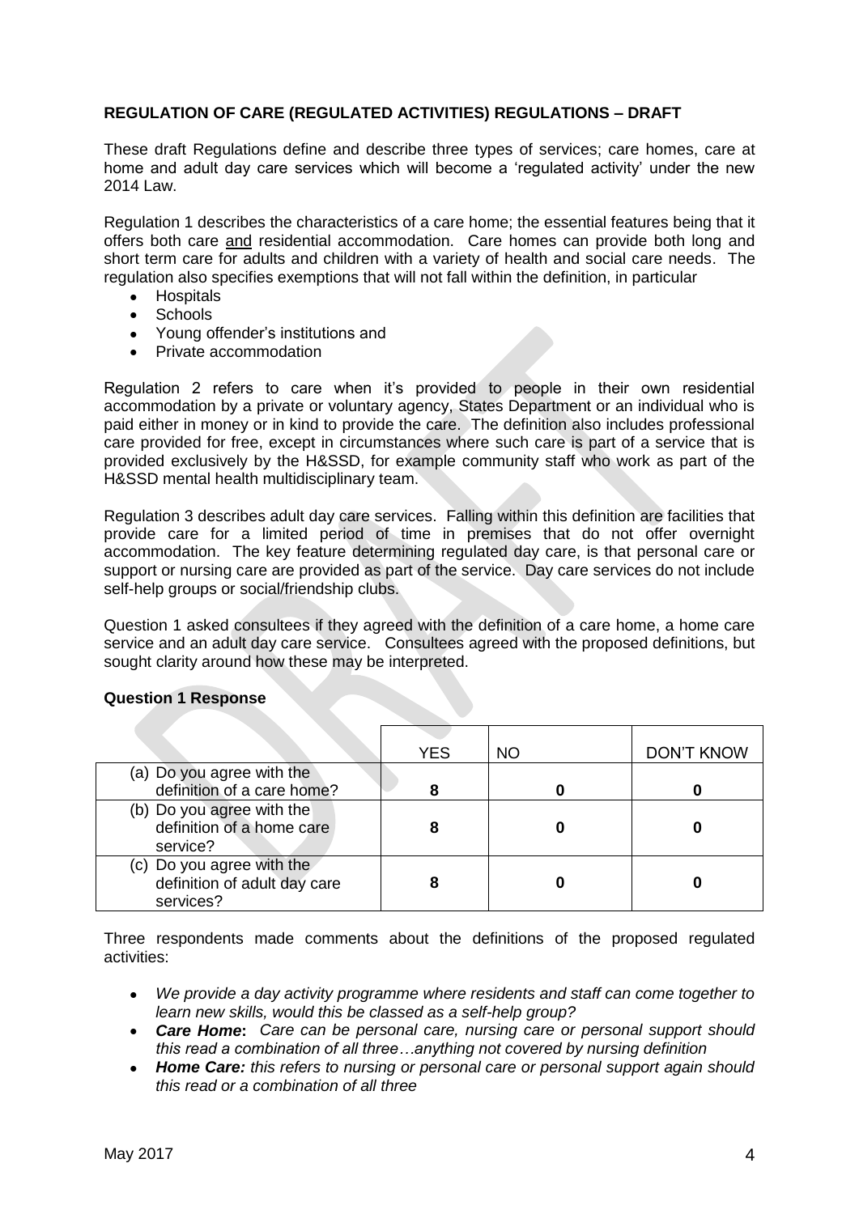**REGULATION OF CARE (REGULATED ACTIVITIES) REGULATIONS – DRAFT**

These draft Regulations define and describe three types of services; care homes, care at home and adult day care services which will become a 'regulated activity' under the new 2014 Law.

Regulation 1 describes the characteristics of a care home; the essential features being that it offers both care and residential accommodation. Care homes can provide both long and short term care for adults and children with a variety of health and social care needs. The regulation also specifies exemptions that will not fall within the definition, in particular

- Hospitals
- Schools
- Young offender's institutions and
- Private accommodation

Regulation 2 refers to care when it's provided to people in their own residential accommodation by a private or voluntary agency, States Department or an individual who is paid either in money or in kind to provide the care. The definition also includes professional care provided for free, except in circumstances where such care is part of a service that is provided exclusively by the H&SSD, for example community staff who work as part of the H&SSD mental health multidisciplinary team.

Regulation 3 describes adult day care services. Falling within this definition are facilities that provide care for a limited period of time in premises that do not offer overnight accommodation. The key feature determining regulated day care, is that personal care or support or nursing care are provided as part of the service. Day care services do not include self-help groups or social/friendship clubs.

Question 1 asked consultees if they agreed with the definition of a care home, a home care service and an adult day care service. Consultees agreed with the proposed definitions, but sought clarity around how these may be interpreted.

**Question 1 Response**

| | YES | NO | DON'T KNOW |
|---|---|---|---|
| (a) Do you agree with the definition of a care home? | **8** | **0** | **0** |
| (b) Do you agree with the definition of a home care service? | **8** | **0** | **0** |
| (c) Do you agree with the definition of adult day care services? | **8** | **0** | **0** |

Three respondents made comments about the definitions of the proposed regulated activities:

- *We provide a day activity programme where residents and staff can come together to learn new skills, would this be classed as a self-help group?*
- ***Care Home*****:** *Care can be personal care, nursing care or personal support should this read a combination of all three…anything not covered by nursing definition*
- ***Home Care:*** *this refers to nursing or personal care or personal support again should this read or a combination of all three*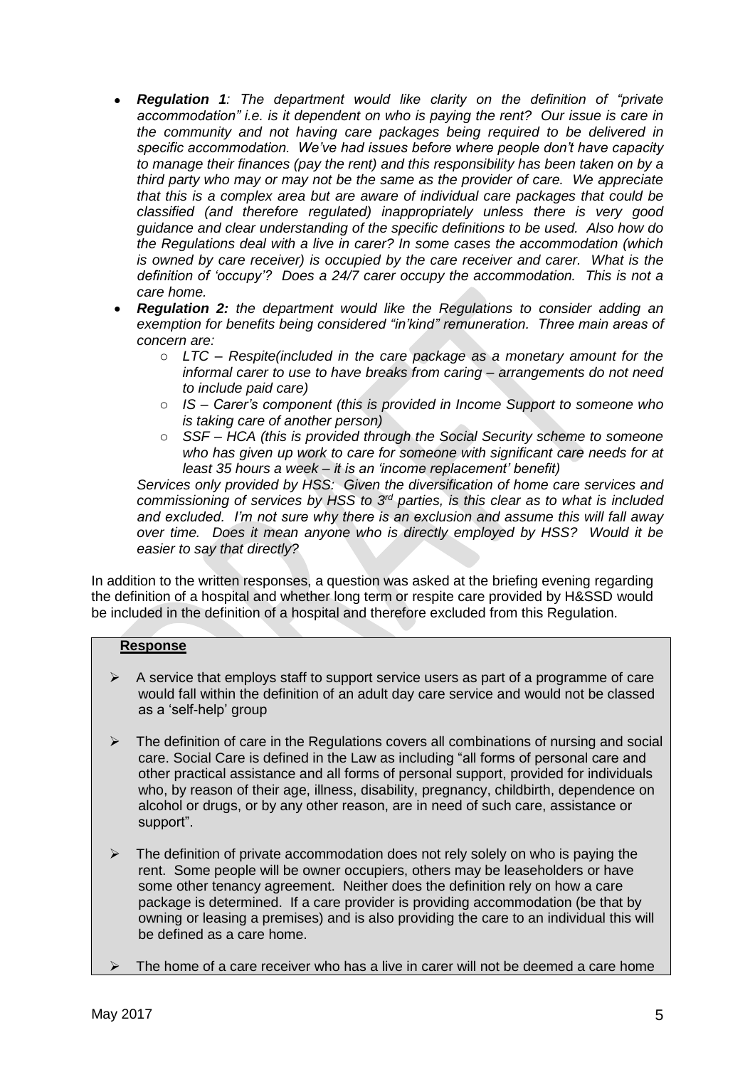- ***Regulation 1**: The department would like clarity on the definition of "private accommodation" i.e. is it dependent on who is paying the rent? Our issue is care in the community and not having care packages being required to be delivered in specific accommodation. We've had issues before where people don't have capacity to manage their finances (pay the rent) and this responsibility has been taken on by a third party who may or may not be the same as the provider of care. We appreciate that this is a complex area but are aware of individual care packages that could be classified (and therefore regulated) inappropriately unless there is very good guidance and clear understanding of the specific definitions to be used. Also how do the Regulations deal with a live in carer? In some cases the accommodation (which is owned by care receiver) is occupied by the care receiver and carer. What is the definition of 'occupy'? Does a 24/7 carer occupy the accommodation. This is not a care home.*
- ***Regulation 2:** the department would like the Regulations to consider adding an exemption for benefits being considered "in'kind" remuneration. Three main areas of concern are:*
  - *LTC – Respite(included in the care package as a monetary amount for the informal carer to use to have breaks from caring – arrangements do not need to include paid care)*
  - *IS – Carer's component (this is provided in Income Support to someone who is taking care of another person)*
  - *SSF – HCA (this is provided through the Social Security scheme to someone who has given up work to care for someone with significant care needs for at least 35 hours a week – it is an 'income replacement' benefit)*

  *Services only provided by HSS: Given the diversification of home care services and commissioning of services by HSS to 3rd parties, is this clear as to what is included and excluded. I'm not sure why there is an exclusion and assume this will fall away over time. Does it mean anyone who is directly employed by HSS? Would it be easier to say that directly?*

In addition to the written responses, a question was asked at the briefing evening regarding the definition of a hospital and whether long term or respite care provided by H&SSD would be included in the definition of a hospital and therefore excluded from this Regulation.

**Response**

- A service that employs staff to support service users as part of a programme of care would fall within the definition of an adult day care service and would not be classed as a 'self-help' group
- The definition of care in the Regulations covers all combinations of nursing and social care. Social Care is defined in the Law as including "all forms of personal care and other practical assistance and all forms of personal support, provided for individuals who, by reason of their age, illness, disability, pregnancy, childbirth, dependence on alcohol or drugs, or by any other reason, are in need of such care, assistance or support".
- The definition of private accommodation does not rely solely on who is paying the rent. Some people will be owner occupiers, others may be leaseholders or have some other tenancy agreement. Neither does the definition rely on how a care package is determined. If a care provider is providing accommodation (be that by owning or leasing a premises) and is also providing the care to an individual this will be defined as a care home.
- The home of a care receiver who has a live in carer will not be deemed a care home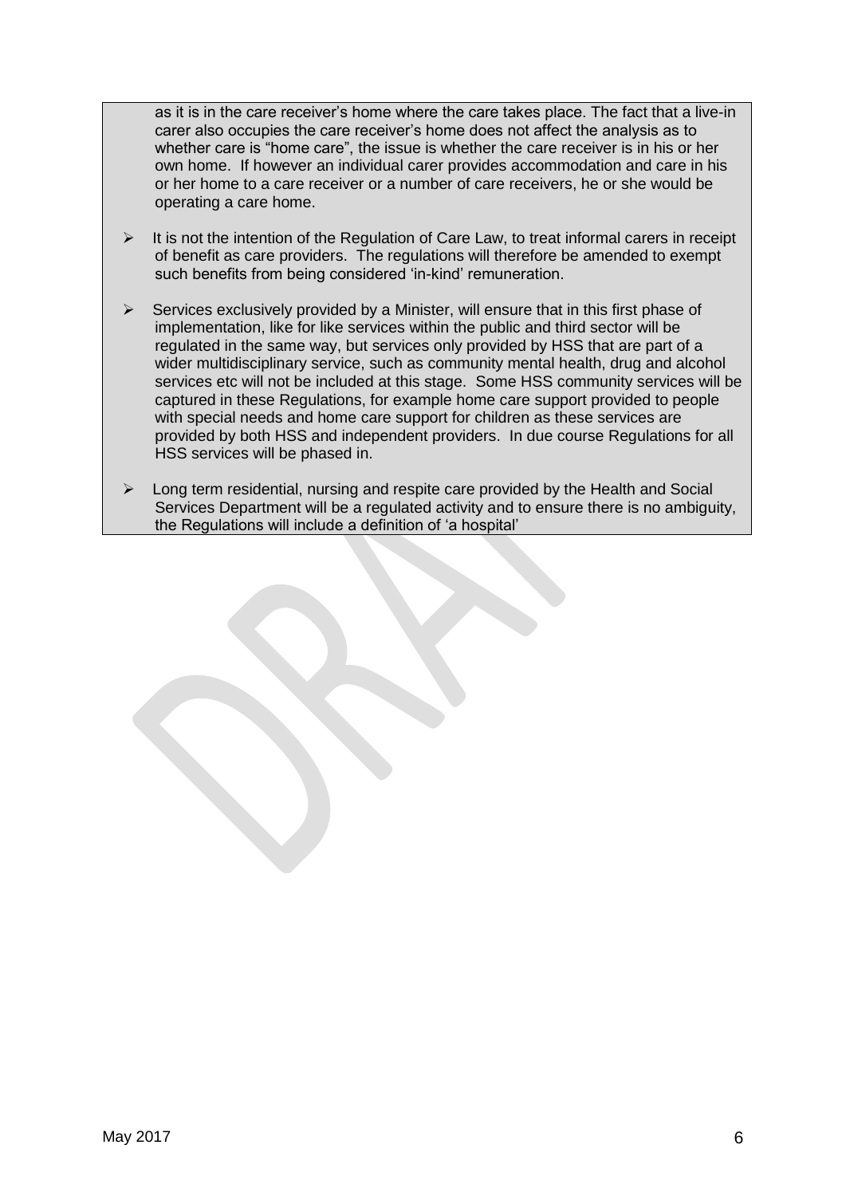as it is in the care receiver's home where the care takes place. The fact that a live-in carer also occupies the care receiver's home does not affect the analysis as to whether care is "home care", the issue is whether the care receiver is in his or her own home. If however an individual carer provides accommodation and care in his or her home to a care receiver or a number of care receivers, he or she would be operating a care home.

- It is not the intention of the Regulation of Care Law, to treat informal carers in receipt of benefit as care providers. The regulations will therefore be amended to exempt such benefits from being considered 'in-kind' remuneration.
- Services exclusively provided by a Minister, will ensure that in this first phase of implementation, like for like services within the public and third sector will be regulated in the same way, but services only provided by HSS that are part of a wider multidisciplinary service, such as community mental health, drug and alcohol services etc will not be included at this stage. Some HSS community services will be captured in these Regulations, for example home care support provided to people with special needs and home care support for children as these services are provided by both HSS and independent providers. In due course Regulations for all HSS services will be phased in.
- Long term residential, nursing and respite care provided by the Health and Social Services Department will be a regulated activity and to ensure there is no ambiguity, the Regulations will include a definition of 'a hospital'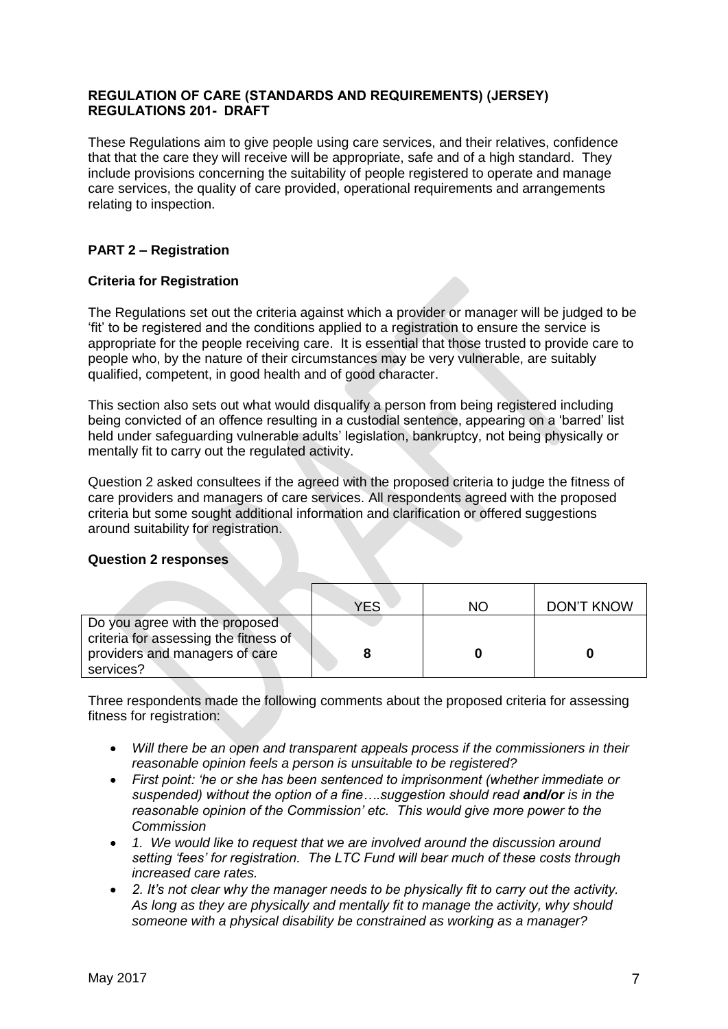**REGULATION OF CARE (STANDARDS AND REQUIREMENTS) (JERSEY) REGULATIONS 201- DRAFT**

These Regulations aim to give people using care services, and their relatives, confidence that that the care they will receive will be appropriate, safe and of a high standard. They include provisions concerning the suitability of people registered to operate and manage care services, the quality of care provided, operational requirements and arrangements relating to inspection.

## PART 2 – Registration

### Criteria for Registration

The Regulations set out the criteria against which a provider or manager will be judged to be 'fit' to be registered and the conditions applied to a registration to ensure the service is appropriate for the people receiving care. It is essential that those trusted to provide care to people who, by the nature of their circumstances may be very vulnerable, are suitably qualified, competent, in good health and of good character.

This section also sets out what would disqualify a person from being registered including being convicted of an offence resulting in a custodial sentence, appearing on a 'barred' list held under safeguarding vulnerable adults' legislation, bankruptcy, not being physically or mentally fit to carry out the regulated activity.

Question 2 asked consultees if the agreed with the proposed criteria to judge the fitness of care providers and managers of care services. All respondents agreed with the proposed criteria but some sought additional information and clarification or offered suggestions around suitability for registration.

### Question 2 responses

| | YES | NO | DON'T KNOW |
|---|---|---|---|
| Do you agree with the proposed criteria for assessing the fitness of providers and managers of care services? | **8** | **0** | **0** |

Three respondents made the following comments about the proposed criteria for assessing fitness for registration:

- *Will there be an open and transparent appeals process if the commissioners in their reasonable opinion feels a person is unsuitable to be registered?*
- *First point: 'he or she has been sentenced to imprisonment (whether immediate or suspended) without the option of a fine….suggestion should read* ***and/or*** *is in the reasonable opinion of the Commission' etc. This would give more power to the Commission*
- *1. We would like to request that we are involved around the discussion around setting 'fees' for registration. The LTC Fund will bear much of these costs through increased care rates.*
- *2. It's not clear why the manager needs to be physically fit to carry out the activity. As long as they are physically and mentally fit to manage the activity, why should someone with a physical disability be constrained as working as a manager?*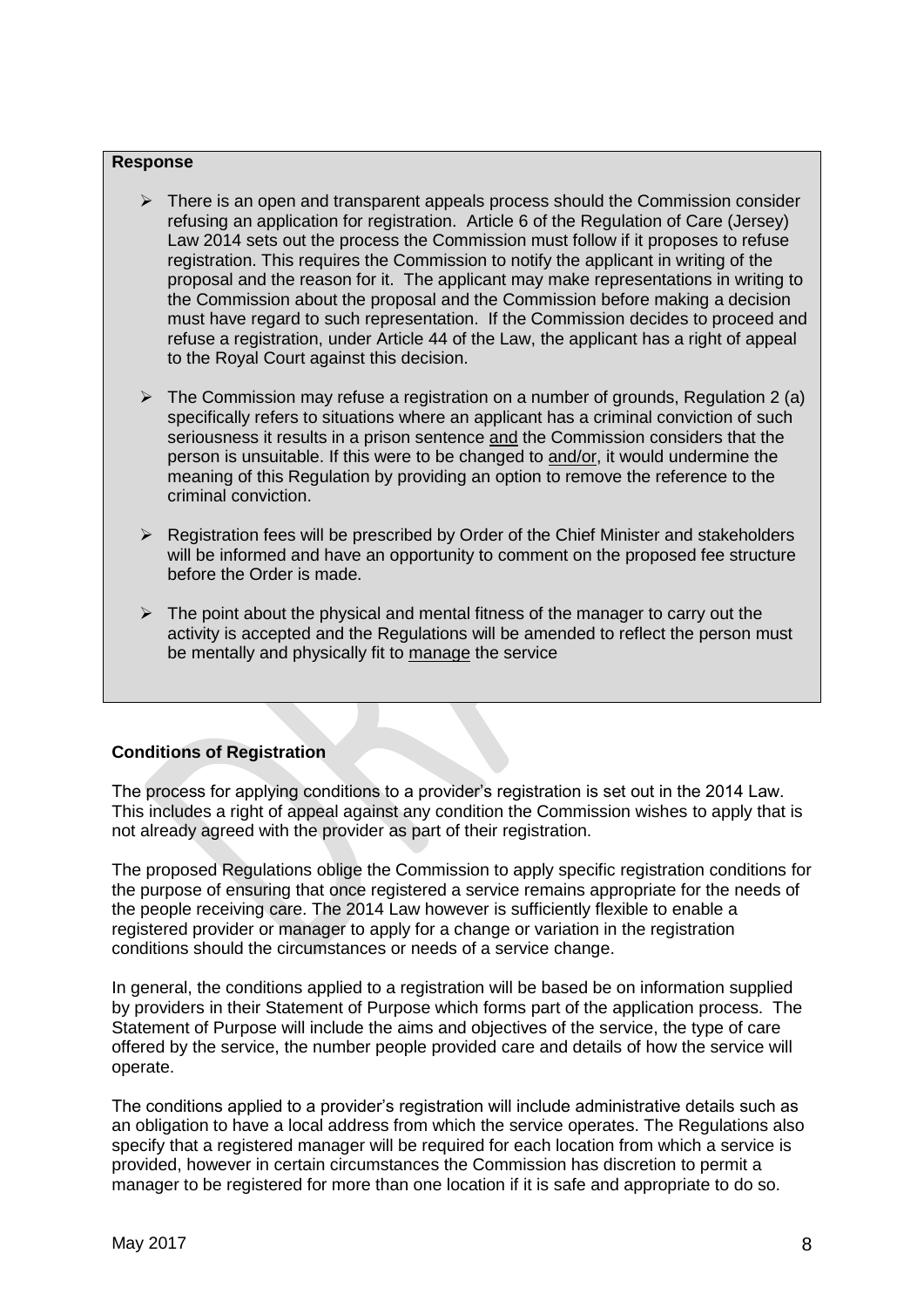**Response**

- There is an open and transparent appeals process should the Commission consider refusing an application for registration. Article 6 of the Regulation of Care (Jersey) Law 2014 sets out the process the Commission must follow if it proposes to refuse registration. This requires the Commission to notify the applicant in writing of the proposal and the reason for it. The applicant may make representations in writing to the Commission about the proposal and the Commission before making a decision must have regard to such representation. If the Commission decides to proceed and refuse a registration, under Article 44 of the Law, the applicant has a right of appeal to the Royal Court against this decision.

- The Commission may refuse a registration on a number of grounds, Regulation 2 (a) specifically refers to situations where an applicant has a criminal conviction of such seriousness it results in a prison sentence <u>and</u> the Commission considers that the person is unsuitable. If this were to be changed to <u>and/or</u>, it would undermine the meaning of this Regulation by providing an option to remove the reference to the criminal conviction.

- Registration fees will be prescribed by Order of the Chief Minister and stakeholders will be informed and have an opportunity to comment on the proposed fee structure before the Order is made.

- The point about the physical and mental fitness of the manager to carry out the activity is accepted and the Regulations will be amended to reflect the person must be mentally and physically fit to <u>manage</u> the service

**Conditions of Registration**

The process for applying conditions to a provider's registration is set out in the 2014 Law. This includes a right of appeal against any condition the Commission wishes to apply that is not already agreed with the provider as part of their registration.

The proposed Regulations oblige the Commission to apply specific registration conditions for the purpose of ensuring that once registered a service remains appropriate for the needs of the people receiving care. The 2014 Law however is sufficiently flexible to enable a registered provider or manager to apply for a change or variation in the registration conditions should the circumstances or needs of a service change.

In general, the conditions applied to a registration will be based be on information supplied by providers in their Statement of Purpose which forms part of the application process. The Statement of Purpose will include the aims and objectives of the service, the type of care offered by the service, the number people provided care and details of how the service will operate.

The conditions applied to a provider's registration will include administrative details such as an obligation to have a local address from which the service operates. The Regulations also specify that a registered manager will be required for each location from which a service is provided, however in certain circumstances the Commission has discretion to permit a manager to be registered for more than one location if it is safe and appropriate to do so.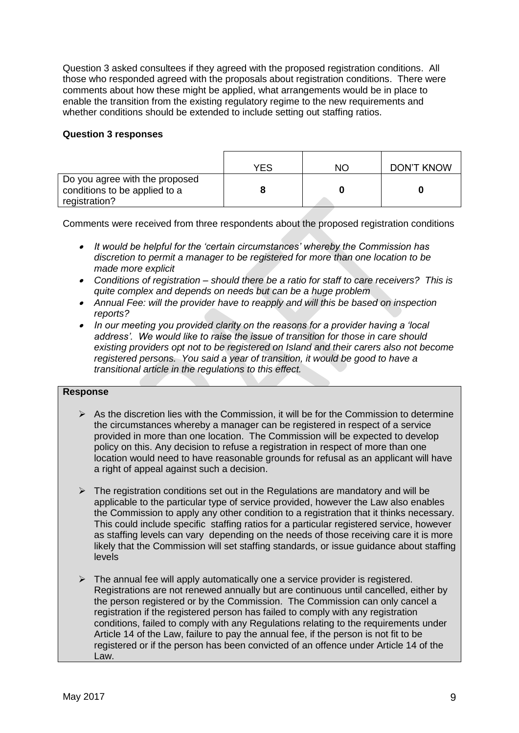Question 3 asked consultees if they agreed with the proposed registration conditions. All those who responded agreed with the proposals about registration conditions. There were comments about how these might be applied, what arrangements would be in place to enable the transition from the existing regulatory regime to the new requirements and whether conditions should be extended to include setting out staffing ratios.

**Question 3 responses**

| | YES | NO | DON'T KNOW |
|---|---|---|---|
| Do you agree with the proposed conditions to be applied to a registration? | **8** | **0** | **0** |

Comments were received from three respondents about the proposed registration conditions

- *It would be helpful for the 'certain circumstances' whereby the Commission has discretion to permit a manager to be registered for more than one location to be made more explicit*
- *Conditions of registration – should there be a ratio for staff to care receivers? This is quite complex and depends on needs but can be a huge problem*
- *Annual Fee: will the provider have to reapply and will this be based on inspection reports?*
- *In our meeting you provided clarity on the reasons for a provider having a 'local address'. We would like to raise the issue of transition for those in care should existing providers opt not to be registered on Island and their carers also not become registered persons. You said a year of transition, it would be good to have a transitional article in the regulations to this effect.*

**Response**

- As the discretion lies with the Commission, it will be for the Commission to determine the circumstances whereby a manager can be registered in respect of a service provided in more than one location. The Commission will be expected to develop policy on this. Any decision to refuse a registration in respect of more than one location would need to have reasonable grounds for refusal as an applicant will have a right of appeal against such a decision.

- The registration conditions set out in the Regulations are mandatory and will be applicable to the particular type of service provided, however the Law also enables the Commission to apply any other condition to a registration that it thinks necessary. This could include specific staffing ratios for a particular registered service, however as staffing levels can vary depending on the needs of those receiving care it is more likely that the Commission will set staffing standards, or issue guidance about staffing levels

- The annual fee will apply automatically one a service provider is registered. Registrations are not renewed annually but are continuous until cancelled, either by the person registered or by the Commission. The Commission can only cancel a registration if the registered person has failed to comply with any registration conditions, failed to comply with any Regulations relating to the requirements under Article 14 of the Law, failure to pay the annual fee, if the person is not fit to be registered or if the person has been convicted of an offence under Article 14 of the Law.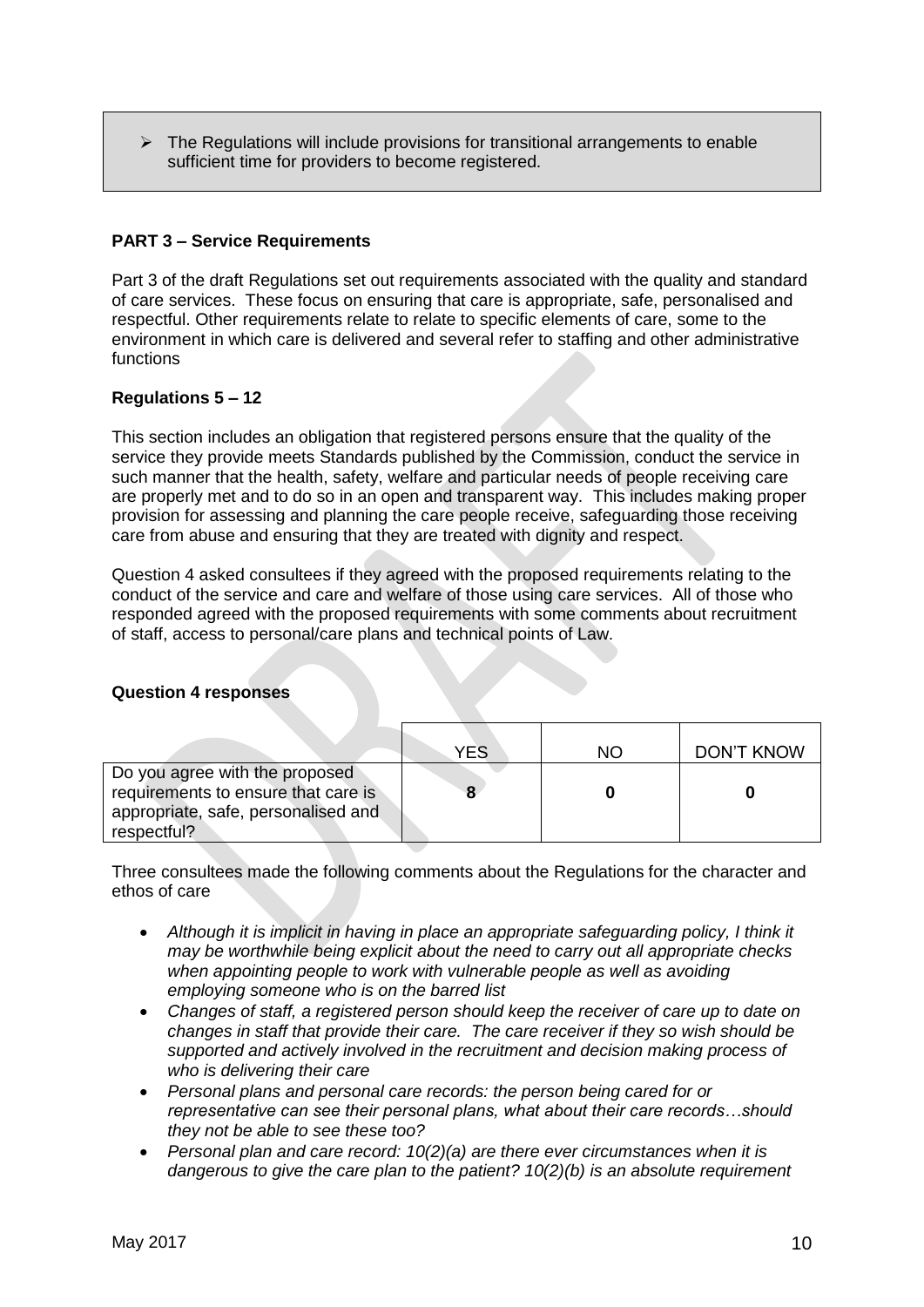> ➢ The Regulations will include provisions for transitional arrangements to enable sufficient time for providers to become registered.

**PART 3 – Service Requirements**

Part 3 of the draft Regulations set out requirements associated with the quality and standard of care services. These focus on ensuring that care is appropriate, safe, personalised and respectful. Other requirements relate to relate to specific elements of care, some to the environment in which care is delivered and several refer to staffing and other administrative functions

**Regulations 5 – 12**

This section includes an obligation that registered persons ensure that the quality of the service they provide meets Standards published by the Commission, conduct the service in such manner that the health, safety, welfare and particular needs of people receiving care are properly met and to do so in an open and transparent way. This includes making proper provision for assessing and planning the care people receive, safeguarding those receiving care from abuse and ensuring that they are treated with dignity and respect.

Question 4 asked consultees if they agreed with the proposed requirements relating to the conduct of the service and care and welfare of those using care services. All of those who responded agreed with the proposed requirements with some comments about recruitment of staff, access to personal/care plans and technical points of Law.

**Question 4 responses**

| | YES | NO | DON'T KNOW |
|---|---|---|---|
| Do you agree with the proposed requirements to ensure that care is appropriate, safe, personalised and respectful? | **8** | **0** | **0** |

Three consultees made the following comments about the Regulations for the character and ethos of care

- *Although it is implicit in having in place an appropriate safeguarding policy, I think it may be worthwhile being explicit about the need to carry out all appropriate checks when appointing people to work with vulnerable people as well as avoiding employing someone who is on the barred list*
- *Changes of staff, a registered person should keep the receiver of care up to date on changes in staff that provide their care. The care receiver if they so wish should be supported and actively involved in the recruitment and decision making process of who is delivering their care*
- *Personal plans and personal care records: the person being cared for or representative can see their personal plans, what about their care records…should they not be able to see these too?*
- *Personal plan and care record: 10(2)(a) are there ever circumstances when it is dangerous to give the care plan to the patient? 10(2)(b) is an absolute requirement*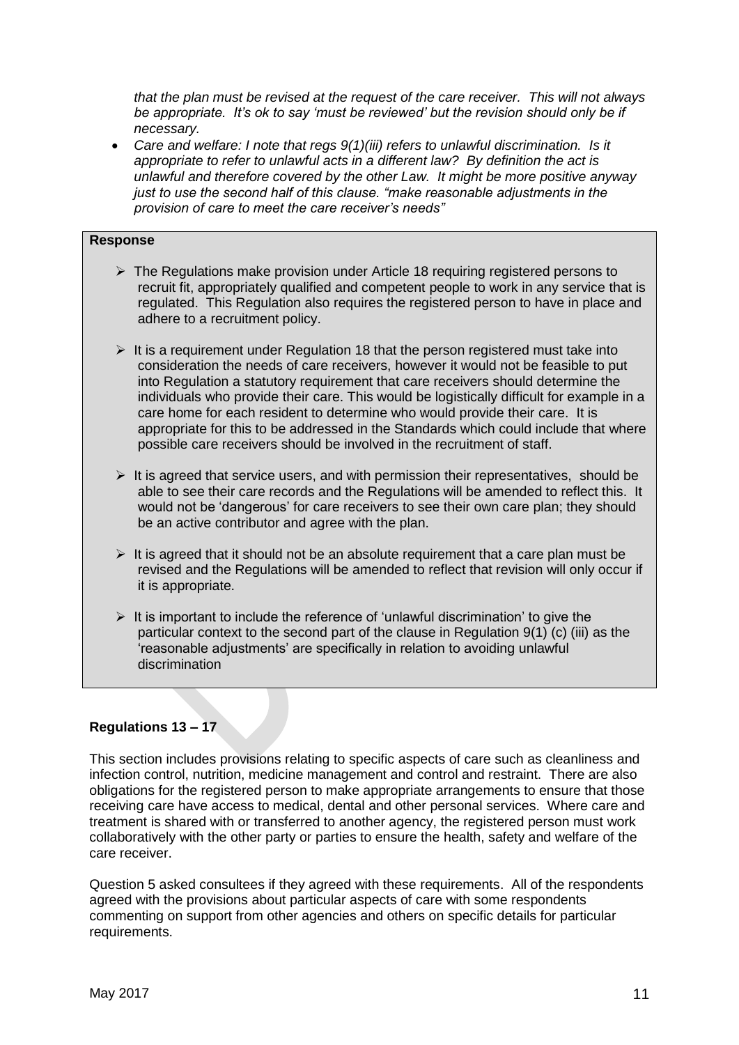*that the plan must be revised at the request of the care receiver. This will not always be appropriate. It's ok to say 'must be reviewed' but the revision should only be if necessary.*

- *Care and welfare: I note that regs 9(1)(iii) refers to unlawful discrimination. Is it appropriate to refer to unlawful acts in a different law? By definition the act is unlawful and therefore covered by the other Law. It might be more positive anyway just to use the second half of this clause. "make reasonable adjustments in the provision of care to meet the care receiver's needs"*

**Response**

- The Regulations make provision under Article 18 requiring registered persons to recruit fit, appropriately qualified and competent people to work in any service that is regulated. This Regulation also requires the registered person to have in place and adhere to a recruitment policy.
- It is a requirement under Regulation 18 that the person registered must take into consideration the needs of care receivers, however it would not be feasible to put into Regulation a statutory requirement that care receivers should determine the individuals who provide their care. This would be logistically difficult for example in a care home for each resident to determine who would provide their care. It is appropriate for this to be addressed in the Standards which could include that where possible care receivers should be involved in the recruitment of staff.
- It is agreed that service users, and with permission their representatives, should be able to see their care records and the Regulations will be amended to reflect this. It would not be 'dangerous' for care receivers to see their own care plan; they should be an active contributor and agree with the plan.
- It is agreed that it should not be an absolute requirement that a care plan must be revised and the Regulations will be amended to reflect that revision will only occur if it is appropriate.
- It is important to include the reference of 'unlawful discrimination' to give the particular context to the second part of the clause in Regulation 9(1) (c) (iii) as the 'reasonable adjustments' are specifically in relation to avoiding unlawful discrimination

**Regulations 13 – 17**

This section includes provisions relating to specific aspects of care such as cleanliness and infection control, nutrition, medicine management and control and restraint. There are also obligations for the registered person to make appropriate arrangements to ensure that those receiving care have access to medical, dental and other personal services. Where care and treatment is shared with or transferred to another agency, the registered person must work collaboratively with the other party or parties to ensure the health, safety and welfare of the care receiver.

Question 5 asked consultees if they agreed with these requirements. All of the respondents agreed with the provisions about particular aspects of care with some respondents commenting on support from other agencies and others on specific details for particular requirements.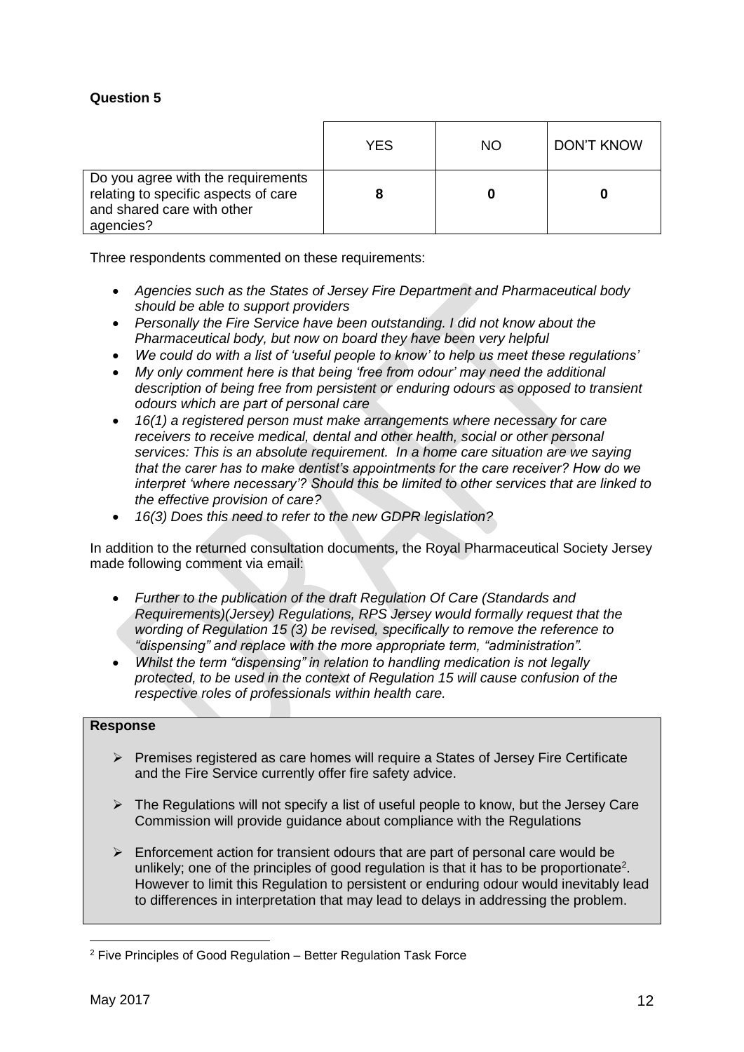**Question 5**

| | YES | NO | DON'T KNOW |
|---|---|---|---|
| Do you agree with the requirements relating to specific aspects of care and shared care with other agencies? | **8** | **0** | **0** |

Three respondents commented on these requirements:

- *Agencies such as the States of Jersey Fire Department and Pharmaceutical body should be able to support providers*
- *Personally the Fire Service have been outstanding. I did not know about the Pharmaceutical body, but now on board they have been very helpful*
- *We could do with a list of 'useful people to know' to help us meet these regulations'*
- *My only comment here is that being 'free from odour' may need the additional description of being free from persistent or enduring odours as opposed to transient odours which are part of personal care*
- *16(1) a registered person must make arrangements where necessary for care receivers to receive medical, dental and other health, social or other personal services: This is an absolute requirement. In a home care situation are we saying that the carer has to make dentist's appointments for the care receiver? How do we interpret 'where necessary'? Should this be limited to other services that are linked to the effective provision of care?*
- *16(3) Does this need to refer to the new GDPR legislation?*

In addition to the returned consultation documents, the Royal Pharmaceutical Society Jersey made following comment via email:

- *Further to the publication of the draft Regulation Of Care (Standards and Requirements)(Jersey) Regulations, RPS Jersey would formally request that the wording of Regulation 15 (3) be revised, specifically to remove the reference to "dispensing" and replace with the more appropriate term, "administration".*
- *Whilst the term "dispensing" in relation to handling medication is not legally protected, to be used in the context of Regulation 15 will cause confusion of the respective roles of professionals within health care.*

**Response**

- Premises registered as care homes will require a States of Jersey Fire Certificate and the Fire Service currently offer fire safety advice.
- The Regulations will not specify a list of useful people to know, but the Jersey Care Commission will provide guidance about compliance with the Regulations
- Enforcement action for transient odours that are part of personal care would be unlikely; one of the principles of good regulation is that it has to be proportionate[2]. However to limit this Regulation to persistent or enduring odour would inevitably lead to differences in interpretation that may lead to delays in addressing the problem.

[2] Five Principles of Good Regulation – Better Regulation Task Force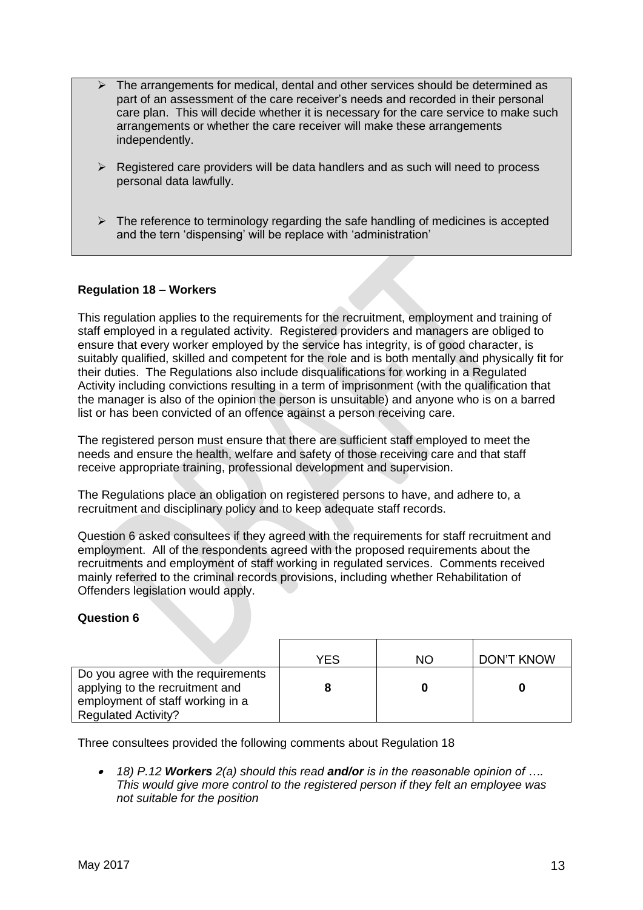- The arrangements for medical, dental and other services should be determined as part of an assessment of the care receiver's needs and recorded in their personal care plan. This will decide whether it is necessary for the care service to make such arrangements or whether the care receiver will make these arrangements independently.
- Registered care providers will be data handlers and as such will need to process personal data lawfully.
- The reference to terminology regarding the safe handling of medicines is accepted and the tern 'dispensing' will be replace with 'administration'

**Regulation 18 – Workers**

This regulation applies to the requirements for the recruitment, employment and training of staff employed in a regulated activity. Registered providers and managers are obliged to ensure that every worker employed by the service has integrity, is of good character, is suitably qualified, skilled and competent for the role and is both mentally and physically fit for their duties. The Regulations also include disqualifications for working in a Regulated Activity including convictions resulting in a term of imprisonment (with the qualification that the manager is also of the opinion the person is unsuitable) and anyone who is on a barred list or has been convicted of an offence against a person receiving care.

The registered person must ensure that there are sufficient staff employed to meet the needs and ensure the health, welfare and safety of those receiving care and that staff receive appropriate training, professional development and supervision.

The Regulations place an obligation on registered persons to have, and adhere to, a recruitment and disciplinary policy and to keep adequate staff records.

Question 6 asked consultees if they agreed with the requirements for staff recruitment and employment. All of the respondents agreed with the proposed requirements about the recruitments and employment of staff working in regulated services. Comments received mainly referred to the criminal records provisions, including whether Rehabilitation of Offenders legislation would apply.

**Question 6**

| | YES | NO | DON'T KNOW |
|---|---|---|---|
| Do you agree with the requirements applying to the recruitment and employment of staff working in a Regulated Activity? | **8** | **0** | **0** |

Three consultees provided the following comments about Regulation 18

- *18) P.12 **Workers** 2(a) should this read **and/or** is in the reasonable opinion of …. This would give more control to the registered person if they felt an employee was not suitable for the position*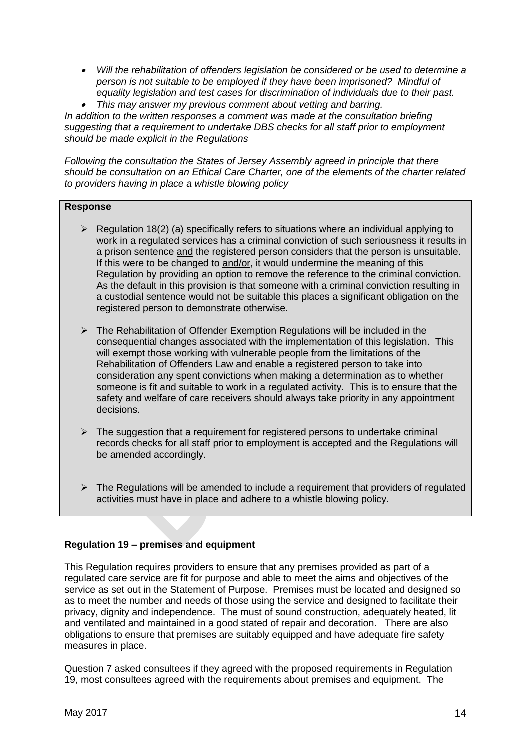- *Will the rehabilitation of offenders legislation be considered or be used to determine a person is not suitable to be employed if they have been imprisoned? Mindful of equality legislation and test cases for discrimination of individuals due to their past.*
- *This may answer my previous comment about vetting and barring.*

*In addition to the written responses a comment was made at the consultation briefing suggesting that a requirement to undertake DBS checks for all staff prior to employment should be made explicit in the Regulations*

*Following the consultation the States of Jersey Assembly agreed in principle that there should be consultation on an Ethical Care Charter, one of the elements of the charter related to providers having in place a whistle blowing policy*

**Response**

- Regulation 18(2) (a) specifically refers to situations where an individual applying to work in a regulated services has a criminal conviction of such seriousness it results in a prison sentence <u>and</u> the registered person considers that the person is unsuitable. If this were to be changed to <u>and/or</u>, it would undermine the meaning of this Regulation by providing an option to remove the reference to the criminal conviction. As the default in this provision is that someone with a criminal conviction resulting in a custodial sentence would not be suitable this places a significant obligation on the registered person to demonstrate otherwise.
- The Rehabilitation of Offender Exemption Regulations will be included in the consequential changes associated with the implementation of this legislation. This will exempt those working with vulnerable people from the limitations of the Rehabilitation of Offenders Law and enable a registered person to take into consideration any spent convictions when making a determination as to whether someone is fit and suitable to work in a regulated activity. This is to ensure that the safety and welfare of care receivers should always take priority in any appointment decisions.
- The suggestion that a requirement for registered persons to undertake criminal records checks for all staff prior to employment is accepted and the Regulations will be amended accordingly.
- The Regulations will be amended to include a requirement that providers of regulated activities must have in place and adhere to a whistle blowing policy.

**Regulation 19 – premises and equipment**

This Regulation requires providers to ensure that any premises provided as part of a regulated care service are fit for purpose and able to meet the aims and objectives of the service as set out in the Statement of Purpose. Premises must be located and designed so as to meet the number and needs of those using the service and designed to facilitate their privacy, dignity and independence. The must of sound construction, adequately heated, lit and ventilated and maintained in a good stated of repair and decoration. There are also obligations to ensure that premises are suitably equipped and have adequate fire safety measures in place.

Question 7 asked consultees if they agreed with the proposed requirements in Regulation 19, most consultees agreed with the requirements about premises and equipment. The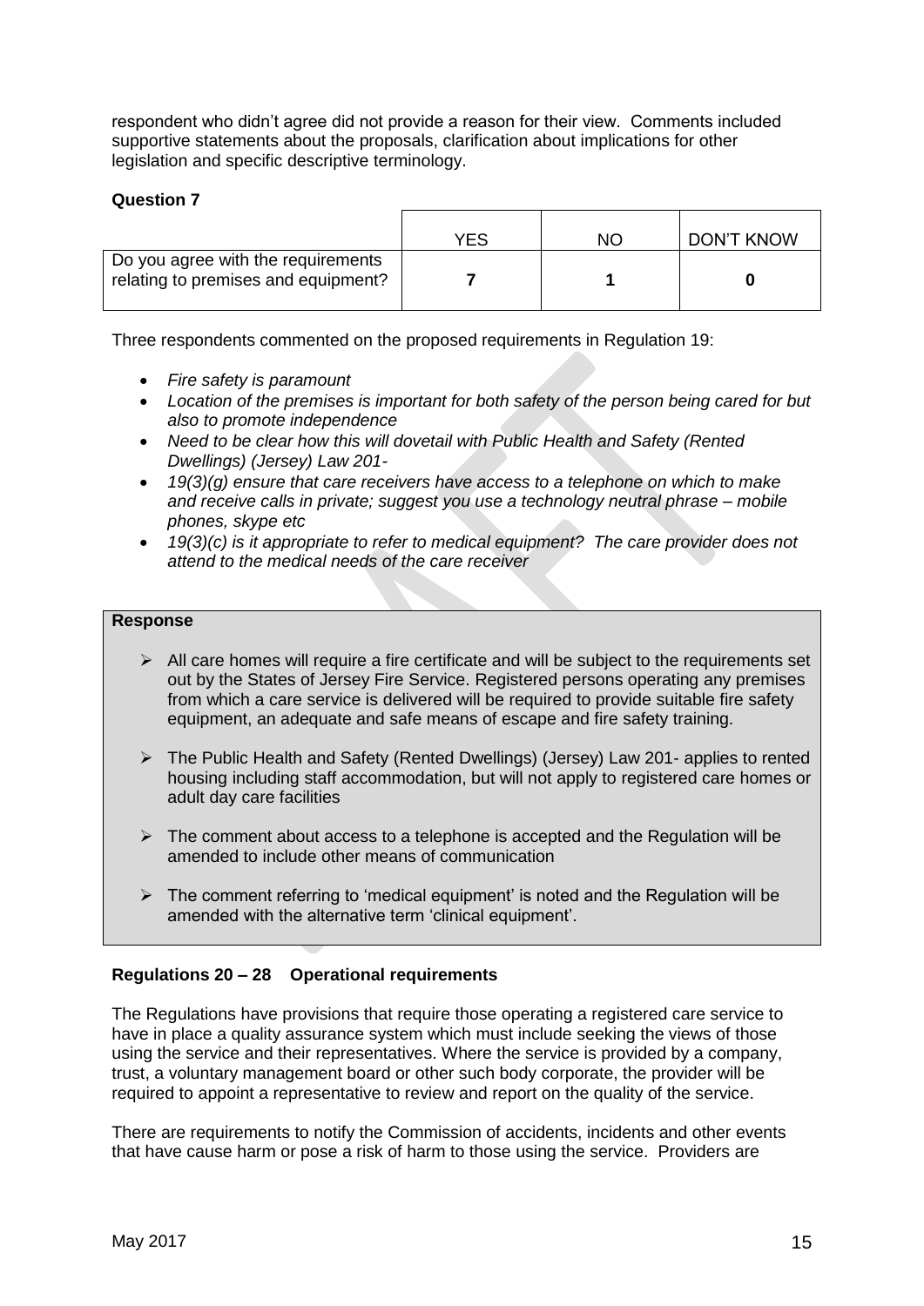respondent who didn't agree did not provide a reason for their view. Comments included supportive statements about the proposals, clarification about implications for other legislation and specific descriptive terminology.

**Question 7**

| | YES | NO | DON'T KNOW |
|---|---|---|---|
| Do you agree with the requirements relating to premises and equipment? | **7** | **1** | **0** |

Three respondents commented on the proposed requirements in Regulation 19:

- *Fire safety is paramount*
- *Location of the premises is important for both safety of the person being cared for but also to promote independence*
- *Need to be clear how this will dovetail with Public Health and Safety (Rented Dwellings) (Jersey) Law 201-*
- *19(3)(g) ensure that care receivers have access to a telephone on which to make and receive calls in private; suggest you use a technology neutral phrase – mobile phones, skype etc*
- *19(3)(c) is it appropriate to refer to medical equipment? The care provider does not attend to the medical needs of the care receiver*

**Response**

- All care homes will require a fire certificate and will be subject to the requirements set out by the States of Jersey Fire Service. Registered persons operating any premises from which a care service is delivered will be required to provide suitable fire safety equipment, an adequate and safe means of escape and fire safety training.
- The Public Health and Safety (Rented Dwellings) (Jersey) Law 201- applies to rented housing including staff accommodation, but will not apply to registered care homes or adult day care facilities
- The comment about access to a telephone is accepted and the Regulation will be amended to include other means of communication
- The comment referring to 'medical equipment' is noted and the Regulation will be amended with the alternative term 'clinical equipment'.

**Regulations 20 – 28 Operational requirements**

The Regulations have provisions that require those operating a registered care service to have in place a quality assurance system which must include seeking the views of those using the service and their representatives. Where the service is provided by a company, trust, a voluntary management board or other such body corporate, the provider will be required to appoint a representative to review and report on the quality of the service.

There are requirements to notify the Commission of accidents, incidents and other events that have cause harm or pose a risk of harm to those using the service. Providers are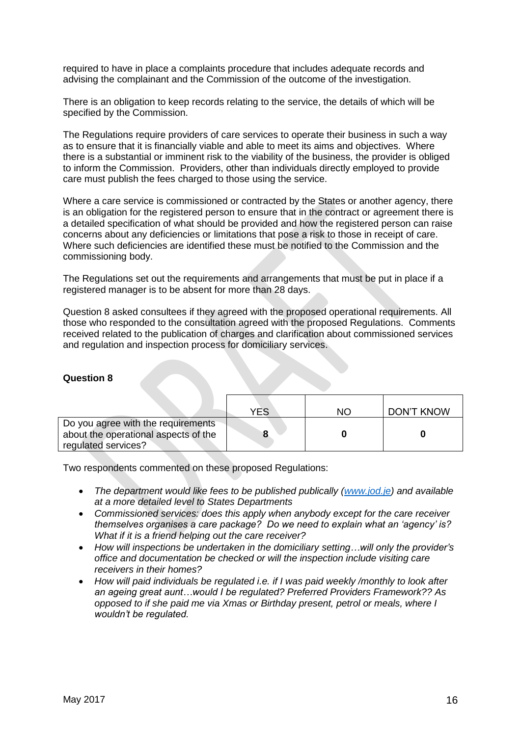required to have in place a complaints procedure that includes adequate records and advising the complainant and the Commission of the outcome of the investigation.

There is an obligation to keep records relating to the service, the details of which will be specified by the Commission.

The Regulations require providers of care services to operate their business in such a way as to ensure that it is financially viable and able to meet its aims and objectives. Where there is a substantial or imminent risk to the viability of the business, the provider is obliged to inform the Commission. Providers, other than individuals directly employed to provide care must publish the fees charged to those using the service.

Where a care service is commissioned or contracted by the States or another agency, there is an obligation for the registered person to ensure that in the contract or agreement there is a detailed specification of what should be provided and how the registered person can raise concerns about any deficiencies or limitations that pose a risk to those in receipt of care. Where such deficiencies are identified these must be notified to the Commission and the commissioning body.

The Regulations set out the requirements and arrangements that must be put in place if a registered manager is to be absent for more than 28 days.

Question 8 asked consultees if they agreed with the proposed operational requirements. All those who responded to the consultation agreed with the proposed Regulations. Comments received related to the publication of charges and clarification about commissioned services and regulation and inspection process for domiciliary services.

**Question 8**

| | YES | NO | DON'T KNOW |
|---|---|---|---|
| Do you agree with the requirements about the operational aspects of the regulated services? | **8** | **0** | **0** |

Two respondents commented on these proposed Regulations:

- *The department would like fees to be published publically (www.jod.je) and available at a more detailed level to States Departments*
- *Commissioned services: does this apply when anybody except for the care receiver themselves organises a care package? Do we need to explain what an 'agency' is? What if it is a friend helping out the care receiver?*
- *How will inspections be undertaken in the domiciliary setting…will only the provider's office and documentation be checked or will the inspection include visiting care receivers in their homes?*
- *How will paid individuals be regulated i.e. if I was paid weekly /monthly to look after an ageing great aunt…would I be regulated? Preferred Providers Framework?? As opposed to if she paid me via Xmas or Birthday present, petrol or meals, where I wouldn't be regulated.*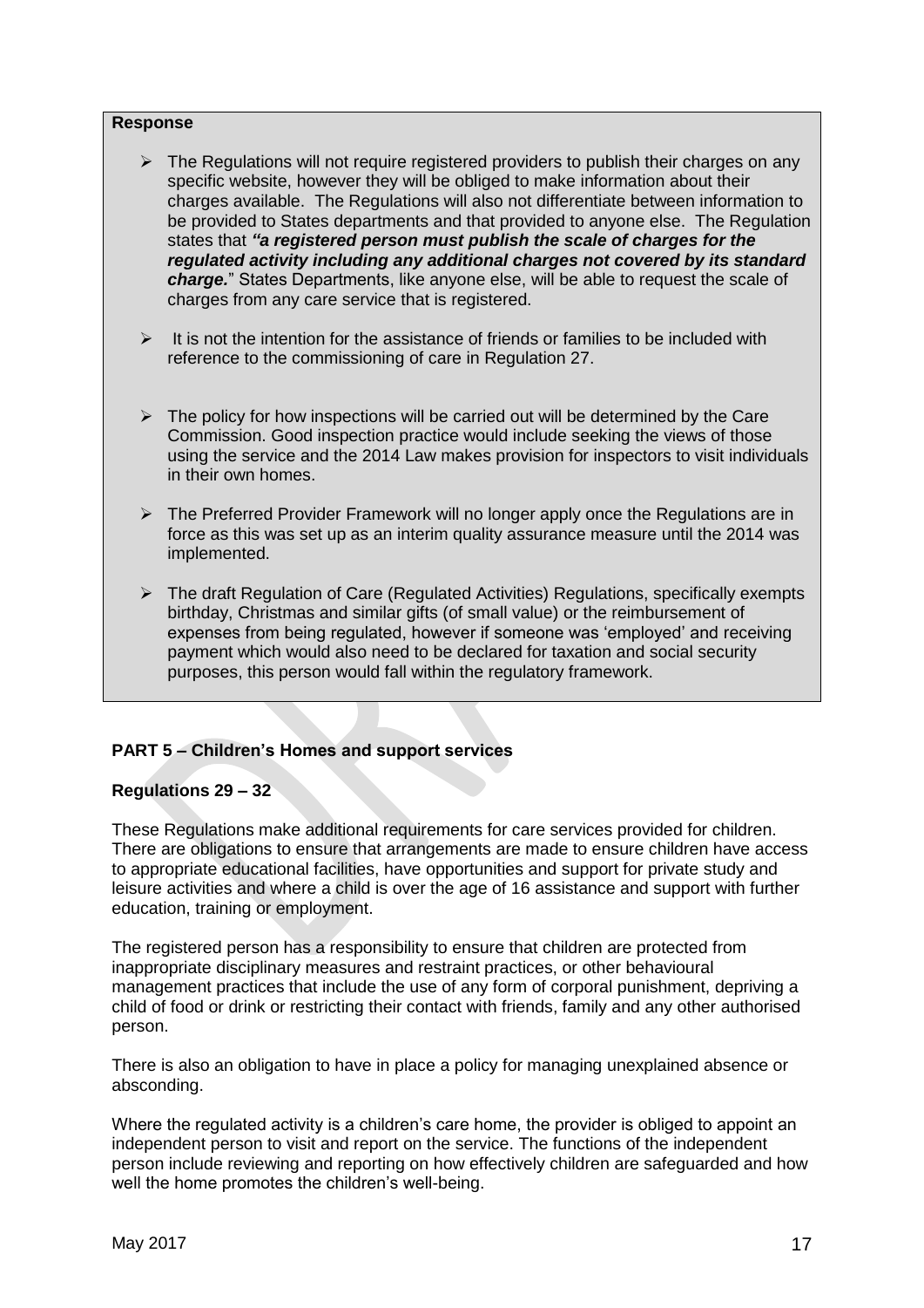**Response**

- The Regulations will not require registered providers to publish their charges on any specific website, however they will be obliged to make information about their charges available. The Regulations will also not differentiate between information to be provided to States departments and that provided to anyone else. The Regulation states that ***"a registered person must publish the scale of charges for the regulated activity including any additional charges not covered by its standard charge.*"** States Departments, like anyone else, will be able to request the scale of charges from any care service that is registered.
- It is not the intention for the assistance of friends or families to be included with reference to the commissioning of care in Regulation 27.
- The policy for how inspections will be carried out will be determined by the Care Commission. Good inspection practice would include seeking the views of those using the service and the 2014 Law makes provision for inspectors to visit individuals in their own homes.
- The Preferred Provider Framework will no longer apply once the Regulations are in force as this was set up as an interim quality assurance measure until the 2014 was implemented.
- The draft Regulation of Care (Regulated Activities) Regulations, specifically exempts birthday, Christmas and similar gifts (of small value) or the reimbursement of expenses from being regulated, however if someone was 'employed' and receiving payment which would also need to be declared for taxation and social security purposes, this person would fall within the regulatory framework.

**PART 5 – Children's Homes and support services**

**Regulations 29 – 32**

These Regulations make additional requirements for care services provided for children. There are obligations to ensure that arrangements are made to ensure children have access to appropriate educational facilities, have opportunities and support for private study and leisure activities and where a child is over the age of 16 assistance and support with further education, training or employment.

The registered person has a responsibility to ensure that children are protected from inappropriate disciplinary measures and restraint practices, or other behavioural management practices that include the use of any form of corporal punishment, depriving a child of food or drink or restricting their contact with friends, family and any other authorised person.

There is also an obligation to have in place a policy for managing unexplained absence or absconding.

Where the regulated activity is a children's care home, the provider is obliged to appoint an independent person to visit and report on the service. The functions of the independent person include reviewing and reporting on how effectively children are safeguarded and how well the home promotes the children's well-being.

May 2017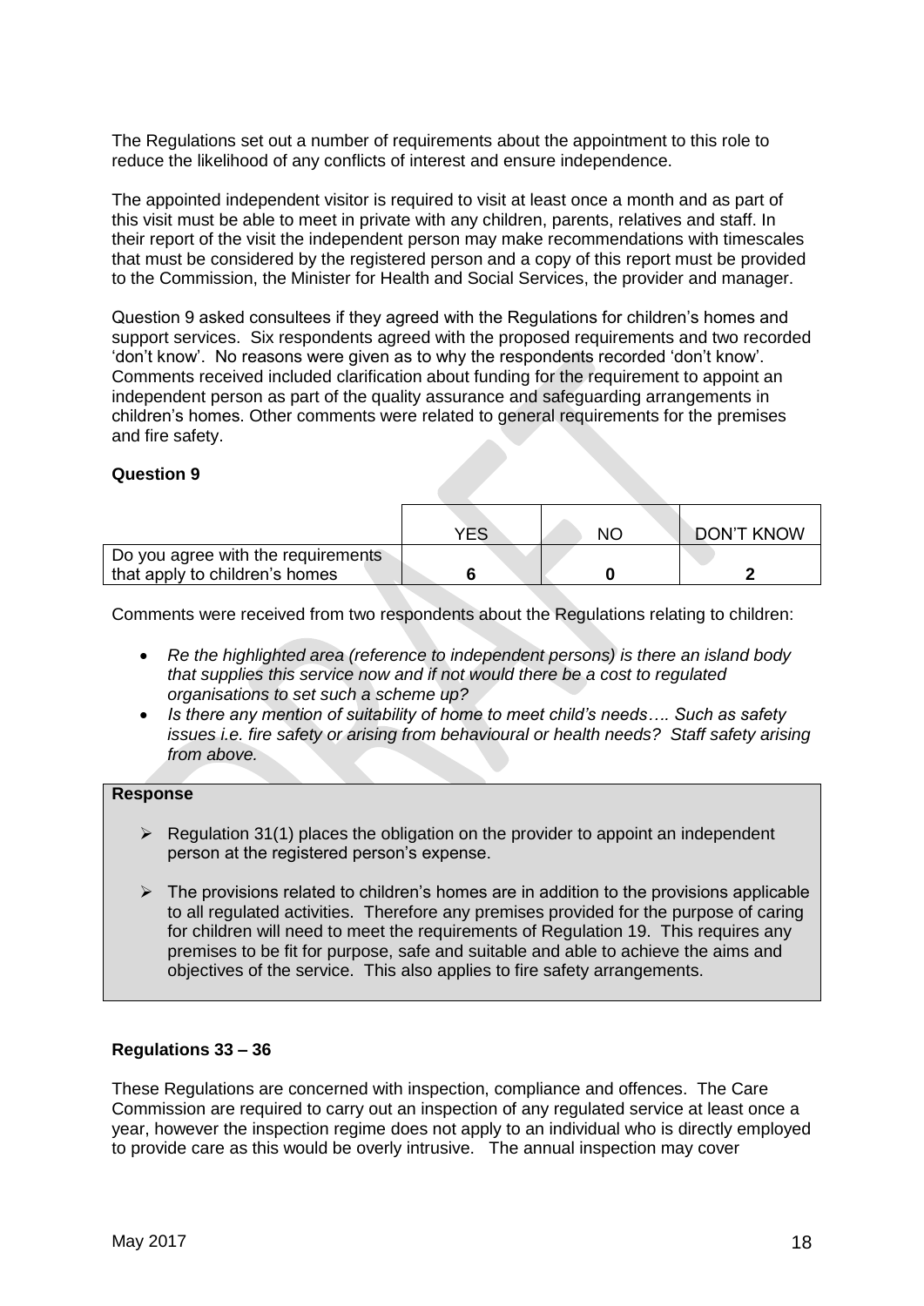The Regulations set out a number of requirements about the appointment to this role to reduce the likelihood of any conflicts of interest and ensure independence.

The appointed independent visitor is required to visit at least once a month and as part of this visit must be able to meet in private with any children, parents, relatives and staff. In their report of the visit the independent person may make recommendations with timescales that must be considered by the registered person and a copy of this report must be provided to the Commission, the Minister for Health and Social Services, the provider and manager.

Question 9 asked consultees if they agreed with the Regulations for children's homes and support services. Six respondents agreed with the proposed requirements and two recorded 'don't know'. No reasons were given as to why the respondents recorded 'don't know'. Comments received included clarification about funding for the requirement to appoint an independent person as part of the quality assurance and safeguarding arrangements in children's homes. Other comments were related to general requirements for the premises and fire safety.

**Question 9**

| | YES | NO | DON'T KNOW |
|---|---|---|---|
| Do you agree with the requirements that apply to children's homes | **6** | **0** | **2** |

Comments were received from two respondents about the Regulations relating to children:

- *Re the highlighted area (reference to independent persons) is there an island body that supplies this service now and if not would there be a cost to regulated organisations to set such a scheme up?*
- *Is there any mention of suitability of home to meet child's needs…. Such as safety issues i.e. fire safety or arising from behavioural or health needs? Staff safety arising from above.*

**Response**

- Regulation 31(1) places the obligation on the provider to appoint an independent person at the registered person's expense.
- The provisions related to children's homes are in addition to the provisions applicable to all regulated activities. Therefore any premises provided for the purpose of caring for children will need to meet the requirements of Regulation 19. This requires any premises to be fit for purpose, safe and suitable and able to achieve the aims and objectives of the service. This also applies to fire safety arrangements.

**Regulations 33 – 36**

These Regulations are concerned with inspection, compliance and offences. The Care Commission are required to carry out an inspection of any regulated service at least once a year, however the inspection regime does not apply to an individual who is directly employed to provide care as this would be overly intrusive. The annual inspection may cover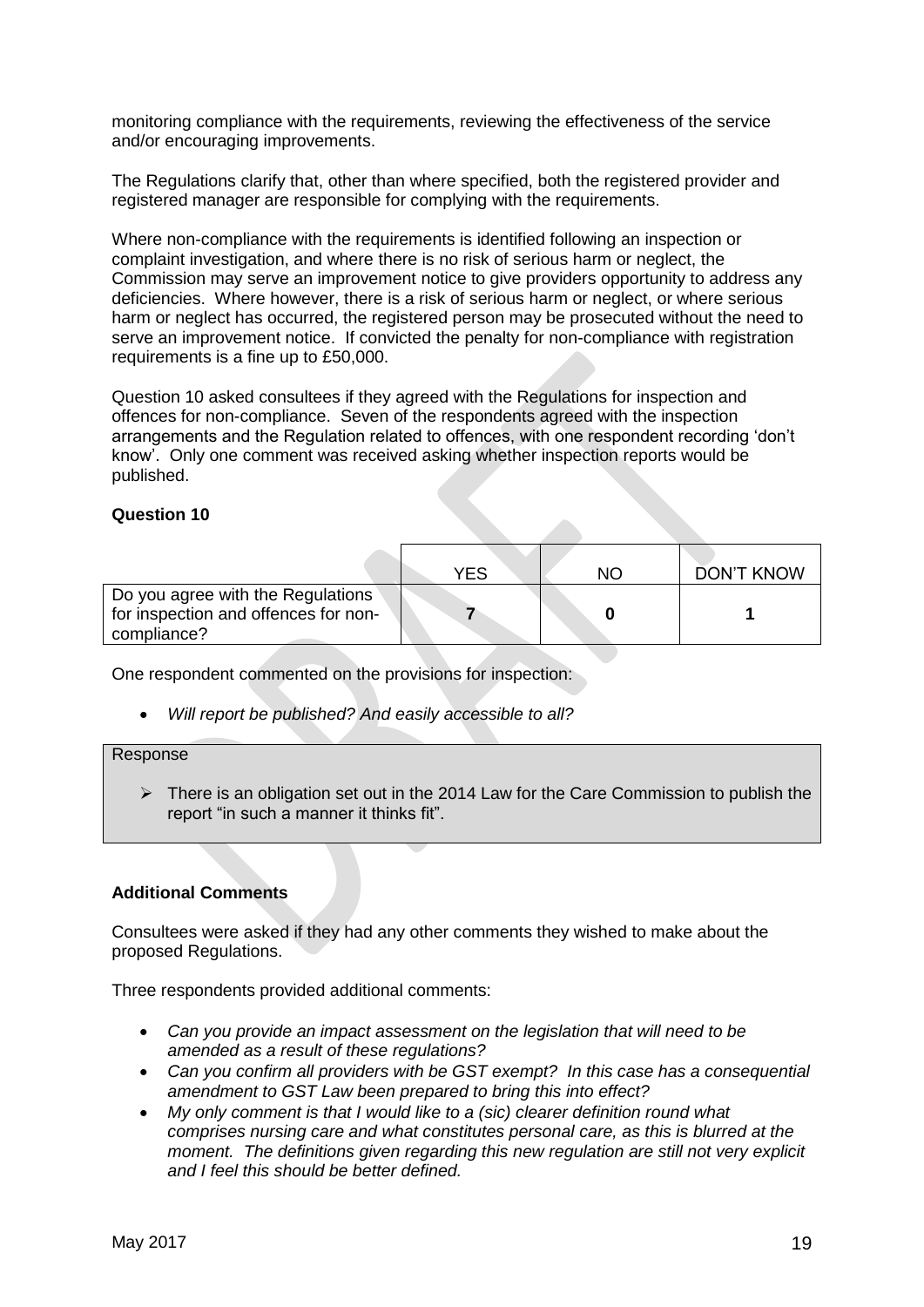monitoring compliance with the requirements, reviewing the effectiveness of the service and/or encouraging improvements.

The Regulations clarify that, other than where specified, both the registered provider and registered manager are responsible for complying with the requirements.

Where non-compliance with the requirements is identified following an inspection or complaint investigation, and where there is no risk of serious harm or neglect, the Commission may serve an improvement notice to give providers opportunity to address any deficiencies. Where however, there is a risk of serious harm or neglect, or where serious harm or neglect has occurred, the registered person may be prosecuted without the need to serve an improvement notice. If convicted the penalty for non-compliance with registration requirements is a fine up to £50,000.

Question 10 asked consultees if they agreed with the Regulations for inspection and offences for non-compliance. Seven of the respondents agreed with the inspection arrangements and the Regulation related to offences, with one respondent recording 'don't know'. Only one comment was received asking whether inspection reports would be published.

**Question 10**

| | YES | NO | DON'T KNOW |
|---|---|---|---|
| Do you agree with the Regulations for inspection and offences for non-compliance? | **7** | **0** | **1** |

One respondent commented on the provisions for inspection:

- *Will report be published? And easily accessible to all?*

Response

- There is an obligation set out in the 2014 Law for the Care Commission to publish the report "in such a manner it thinks fit".

**Additional Comments**

Consultees were asked if they had any other comments they wished to make about the proposed Regulations.

Three respondents provided additional comments:

- *Can you provide an impact assessment on the legislation that will need to be amended as a result of these regulations?*
- *Can you confirm all providers with be GST exempt? In this case has a consequential amendment to GST Law been prepared to bring this into effect?*
- *My only comment is that I would like to a (sic) clearer definition round what comprises nursing care and what constitutes personal care, as this is blurred at the moment. The definitions given regarding this new regulation are still not very explicit and I feel this should be better defined.*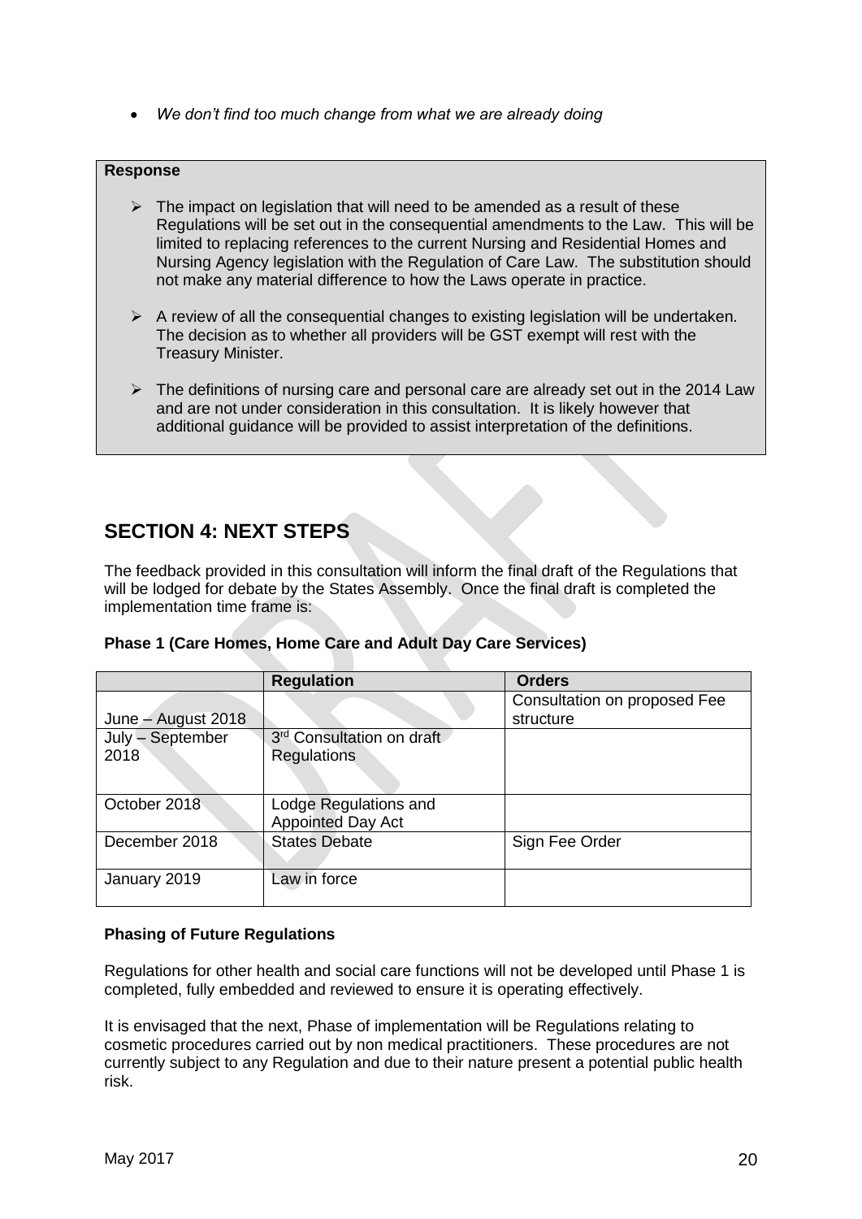- *We don't find too much change from what we are already doing*

**Response**

- The impact on legislation that will need to be amended as a result of these Regulations will be set out in the consequential amendments to the Law. This will be limited to replacing references to the current Nursing and Residential Homes and Nursing Agency legislation with the Regulation of Care Law. The substitution should not make any material difference to how the Laws operate in practice.
- A review of all the consequential changes to existing legislation will be undertaken. The decision as to whether all providers will be GST exempt will rest with the Treasury Minister.
- The definitions of nursing care and personal care are already set out in the 2014 Law and are not under consideration in this consultation. It is likely however that additional guidance will be provided to assist interpretation of the definitions.

## SECTION 4: NEXT STEPS

The feedback provided in this consultation will inform the final draft of the Regulations that will be lodged for debate by the States Assembly. Once the final draft is completed the implementation time frame is:

**Phase 1 (Care Homes, Home Care and Adult Day Care Services)**

| | Regulation | Orders |
|---|---|---|
| June – August 2018 | | Consultation on proposed Fee structure |
| July – September 2018 | 3rd Consultation on draft Regulations | |
| October 2018 | Lodge Regulations and Appointed Day Act | |
| December 2018 | States Debate | Sign Fee Order |
| January 2019 | Law in force | |

**Phasing of Future Regulations**

Regulations for other health and social care functions will not be developed until Phase 1 is completed, fully embedded and reviewed to ensure it is operating effectively.

It is envisaged that the next, Phase of implementation will be Regulations relating to cosmetic procedures carried out by non medical practitioners. These procedures are not currently subject to any Regulation and due to their nature present a potential public health risk.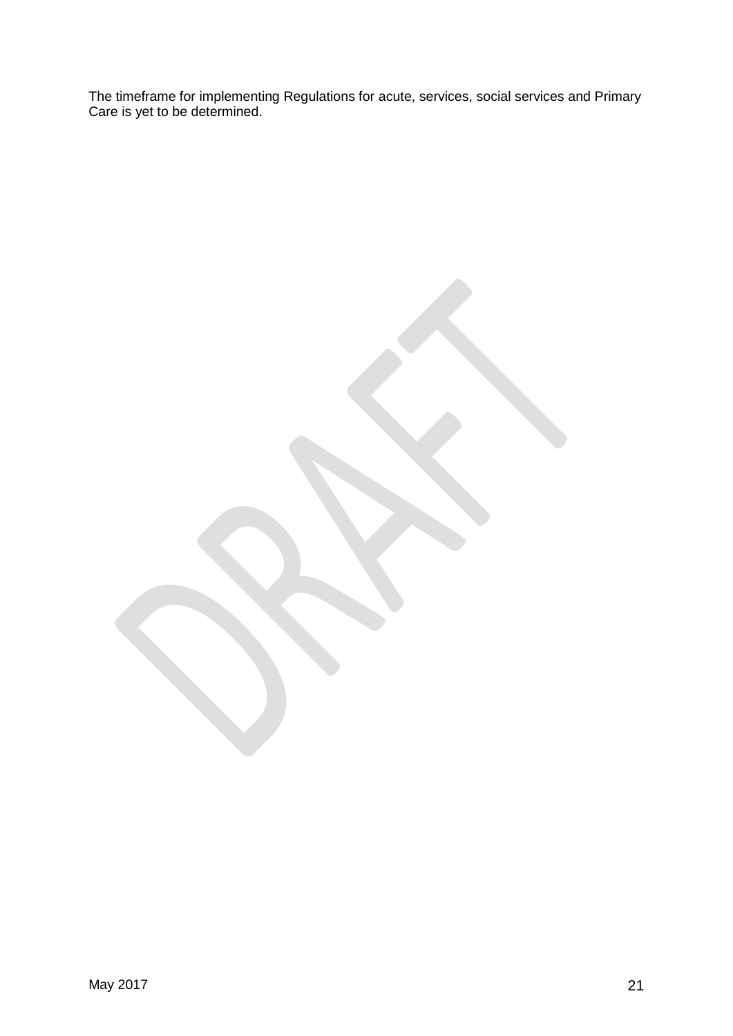The timeframe for implementing Regulations for acute, services, social services and Primary Care is yet to be determined.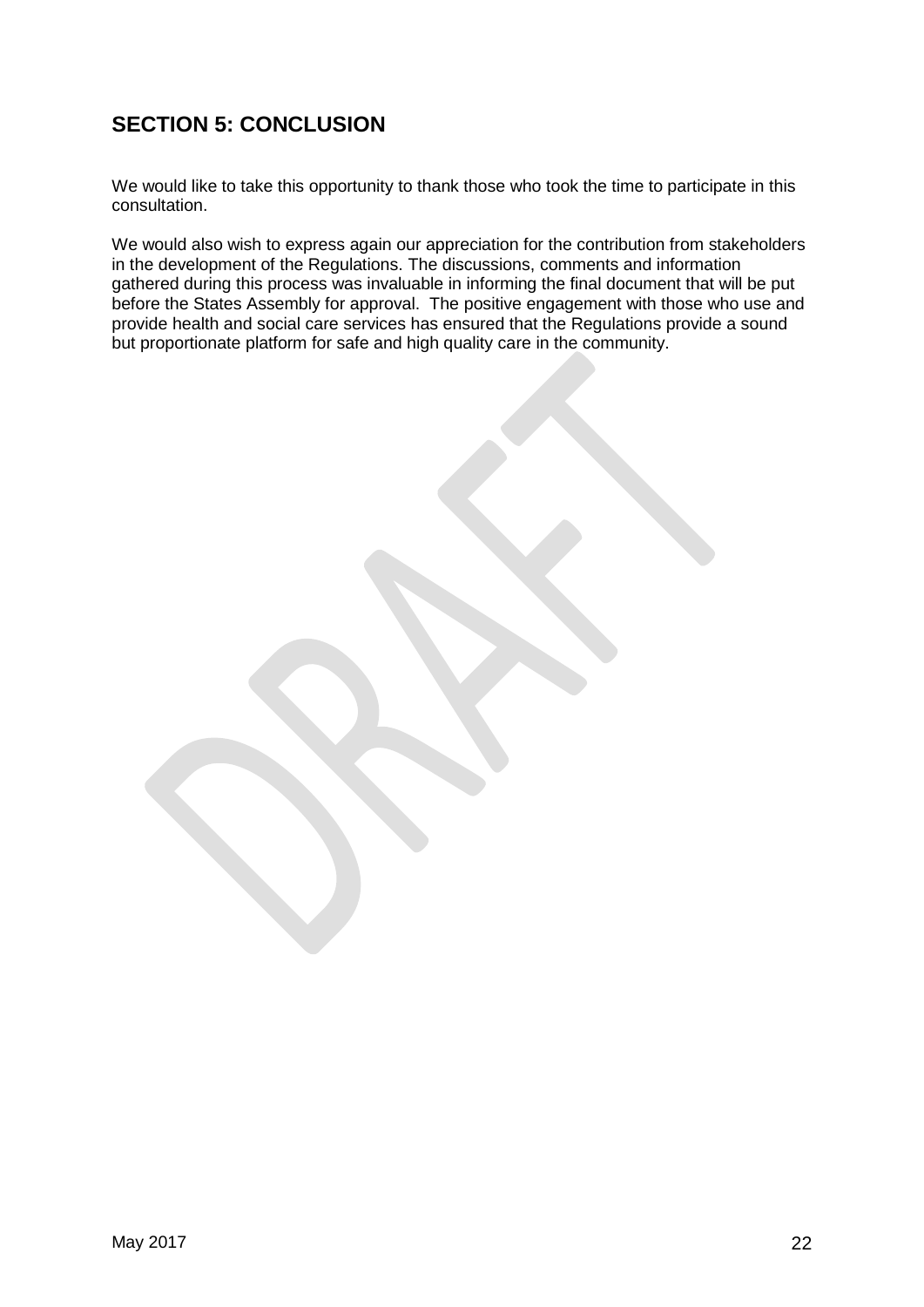## SECTION 5: CONCLUSION

We would like to take this opportunity to thank those who took the time to participate in this consultation.

We would also wish to express again our appreciation for the contribution from stakeholders in the development of the Regulations. The discussions, comments and information gathered during this process was invaluable in informing the final document that will be put before the States Assembly for approval. The positive engagement with those who use and provide health and social care services has ensured that the Regulations provide a sound but proportionate platform for safe and high quality care in the community.